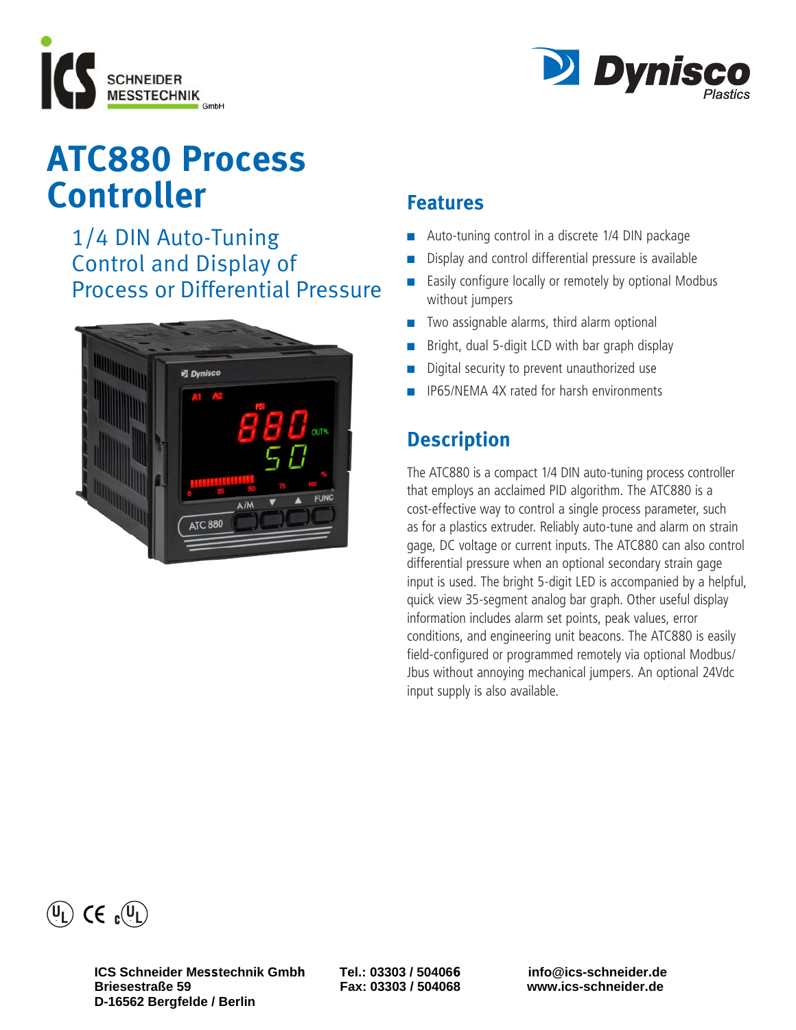# ATC880 Process Controller

## 1/4 DIN Auto-Tuning Control and Display of Process or Differential Pressure

## Features

- Auto-tuning control in a discrete 1/4 DIN package
- Display and control differential pressure is available
- Easily configure locally or remotely by optional Modbus without jumpers
- Two assignable alarms, third alarm optional
- Bright, dual 5-digit LCD with bar graph display
- Digital security to prevent unauthorized use
- IP65/NEMA 4X rated for harsh environments

## Description

The ATC880 is a compact 1/4 DIN auto-tuning process controller that employs an acclaimed PID algorithm. The ATC880 is a cost-effective way to control a single process parameter, such as for a plastics extruder. Reliably auto-tune and alarm on strain gage, DC voltage or current inputs. The ATC880 can also control differential pressure when an optional secondary strain gage input is used. The bright 5-digit LED is accompanied by a helpful, quick view 35-segment analog bar graph. Other useful display information includes alarm set points, peak values, error conditions, and engineering unit beacons. The ATC880 is easily field-configured or programmed remotely via optional Modbus/Jbus without annoying mechanical jumpers. An optional 24Vdc input supply is also available.

**ICS Schneider Messtechnik Gmbh**
**Briesestraße 59**
**D-16562 Bergfelde / Berlin**

**Tel.: 03303 / 504066**
**Fax: 03303 / 504068**

**info@ics-schneider.de**
**www.ics-schneider.de**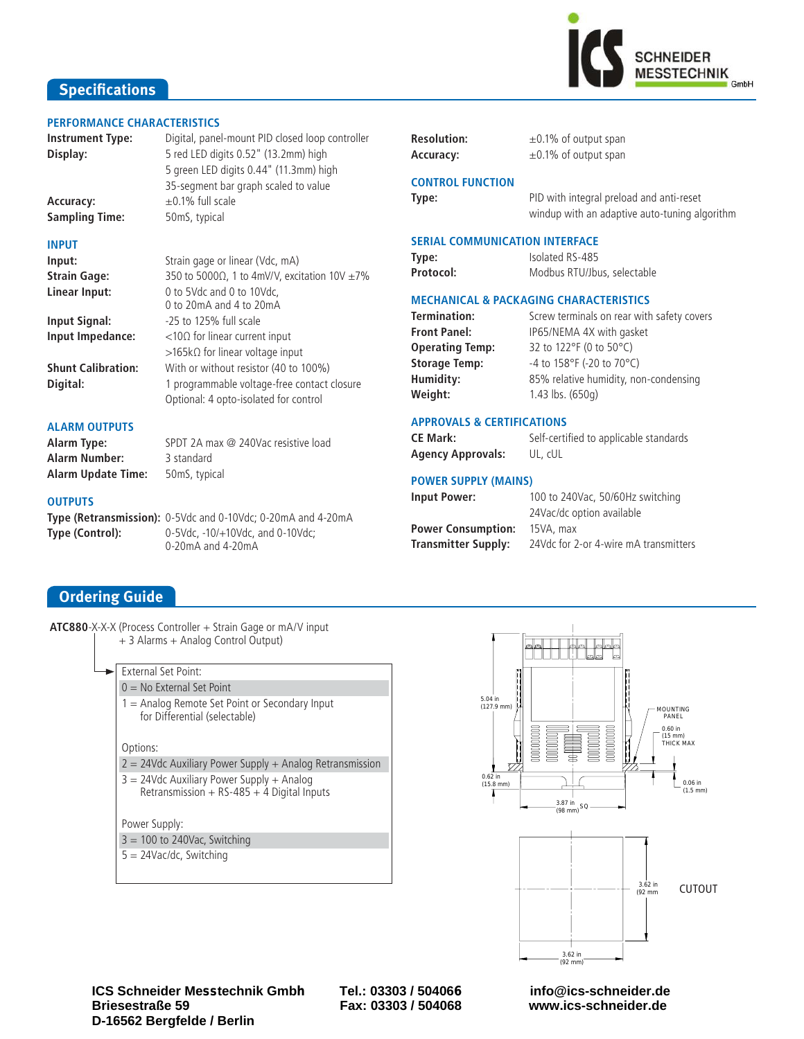## Specifications

### PERFORMANCE CHARACTERISTICS

| | |
|---|---|
| **Instrument Type:** | Digital, panel-mount PID closed loop controller |
| **Display:** | 5 red LED digits 0.52" (13.2mm) high<br>5 green LED digits 0.44" (11.3mm) high<br>35-segment bar graph scaled to value |
| **Accuracy:** | ±0.1% full scale |
| **Sampling Time:** | 50mS, typical |

### INPUT

| | |
|---|---|
| **Input:** | Strain gage or linear (Vdc, mA) |
| **Strain Gage:** | 350 to 5000Ω, 1 to 4mV/V, excitation 10V ±7% |
| **Linear Input:** | 0 to 5Vdc and 0 to 10Vdc,<br>0 to 20mA and 4 to 20mA |
| **Input Signal:** | -25 to 125% full scale |
| **Input Impedance:** | <10Ω for linear current input<br>>165kΩ for linear voltage input |
| **Shunt Calibration:** | With or without resistor (40 to 100%) |
| **Digital:** | 1 programmable voltage-free contact closure<br>Optional: 4 opto-isolated for control |

### ALARM OUTPUTS

| | |
|---|---|
| **Alarm Type:** | SPDT 2A max @ 240Vac resistive load |
| **Alarm Number:** | 3 standard |
| **Alarm Update Time:** | 50mS, typical |

### OUTPUTS

| | |
|---|---|
| **Type (Retransmission):** | 0-5Vdc and 0-10Vdc; 0-20mA and 4-20mA |
| **Type (Control):** | 0-5Vdc, -10/+10Vdc, and 0-10Vdc;<br>0-20mA and 4-20mA |
| **Resolution:** | ±0.1% of output span |
| **Accuracy:** | ±0.1% of output span |

### CONTROL FUNCTION

| | |
|---|---|
| **Type:** | PID with integral preload and anti-reset windup with an adaptive auto-tuning algorithm |

### SERIAL COMMUNICATION INTERFACE

| | |
|---|---|
| **Type:** | Isolated RS-485 |
| **Protocol:** | Modbus RTU/Jbus, selectable |

### MECHANICAL & PACKAGING CHARACTERISTICS

| | |
|---|---|
| **Termination:** | Screw terminals on rear with safety covers |
| **Front Panel:** | IP65/NEMA 4X with gasket |
| **Operating Temp:** | 32 to 122°F (0 to 50°C) |
| **Storage Temp:** | -4 to 158°F (-20 to 70°C) |
| **Humidity:** | 85% relative humidity, non-condensing |
| **Weight:** | 1.43 lbs. (650g) |

### APPROVALS & CERTIFICATIONS

| | |
|---|---|
| **CE Mark:** | Self-certified to applicable standards |
| **Agency Approvals:** | UL, cUL |

### POWER SUPPLY (MAINS)

| | |
|---|---|
| **Input Power:** | 100 to 240Vac, 50/60Hz switching<br>24Vac/dc option available |
| **Power Consumption:** | 15VA, max |
| **Transmitter Supply:** | 24Vdc for 2-or 4-wire mA transmitters |

## Ordering Guide

**ATC880**-X-X-X (Process Controller + Strain Gage or mA/V input + 3 Alarms + Analog Control Output)

External Set Point:
- 0 = No External Set Point
- 1 = Analog Remote Set Point or Secondary Input for Differential (selectable)

Options:
- 2 = 24Vdc Auxiliary Power Supply + Analog Retransmission
- 3 = 24Vdc Auxiliary Power Supply + Analog Retransmission + RS-485 + 4 Digital Inputs

Power Supply:
- 3 = 100 to 240Vac, Switching
- 5 = 24Vac/dc, Switching

5.04 in (127.9 mm)

MOUNTING PANEL

0.60 in (15 mm) THICK MAX

0.62 in (15.8 mm)

0.06 in (1.5 mm)

3.87 in (98 mm) SQ

3.62 in (92 mm)

CUTOUT

3.62 in (92 mm)

**ICS Schneider Messtechnik Gmbh**
**Briesestraße 59**
**D-16562 Bergfelde / Berlin**

**Tel.: 03303 / 504066**
**Fax: 03303 / 504068**

**info@ics-schneider.de**
**www.ics-schneider.de**